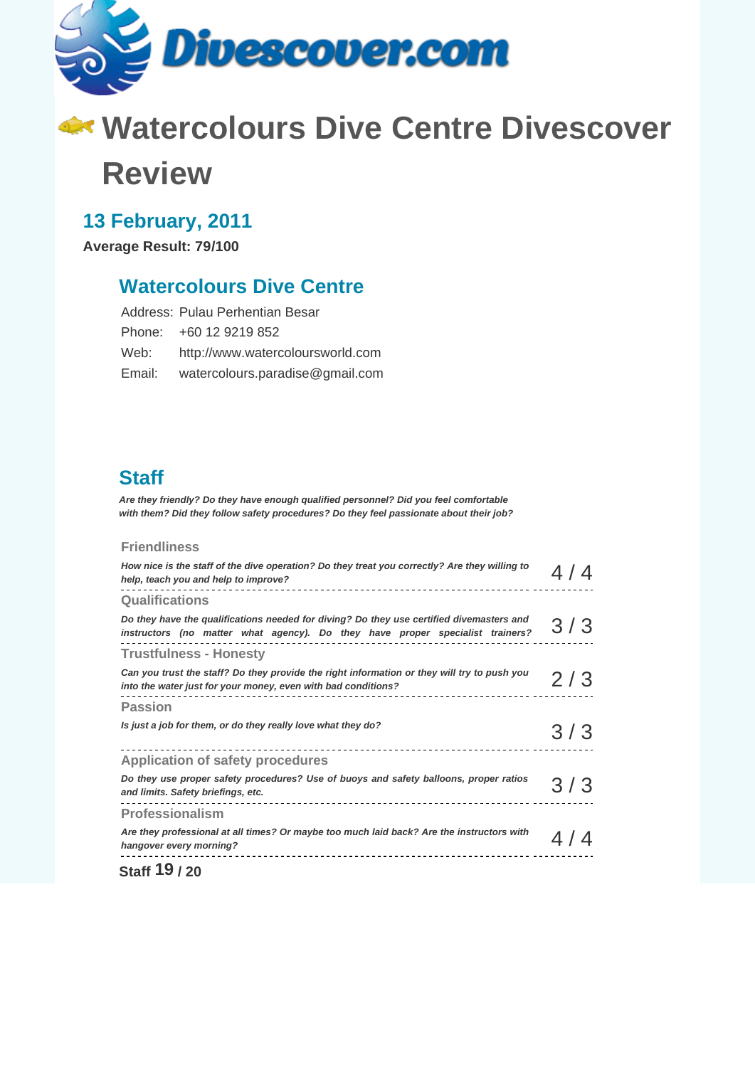Divescover.com

# Watercolours Dive Centre Divescover Review

## 13 February, 2011

**Average Result: 79/100**

### Watercolours Dive Centre

| | |
|---|---|
| Address: | Pulau Perhentian Besar |
| Phone: | +60 12 9219 852 |
| Web: | http://www.watercoloursworld.com |
| Email: | watercolours.paradise@gmail.com |

### Staff

***Are they friendly? Do they have enough qualified personnel? Did you feel comfortable with them? Did they follow safety procedures? Do they feel passionate about their job?***

**Friendliness**

*How nice is the staff of the dive operation? Do they treat you correctly? Are they willing to help, teach you and help to improve?* — 4 / 4

**Qualifications**

*Do they have the qualifications needed for diving? Do they use certified divemasters and instructors (no matter what agency). Do they have proper specialist trainers?* — 3 / 3

**Trustfulness - Honesty**

*Can you trust the staff? Do they provide the right information or they will try to push you into the water just for your money, even with bad conditions?* — 2 / 3

**Passion**

*Is just a job for them, or do they really love what they do?* — 3 / 3

**Application of safety procedures**

*Do they use proper safety procedures? Use of buoys and safety balloons, proper ratios and limits. Safety briefings, etc.* — 3 / 3

**Professionalism**

*Are they professional at all times? Or maybe too much laid back? Are the instructors with hangover every morning?* — 4 / 4

**Staff 19 / 20**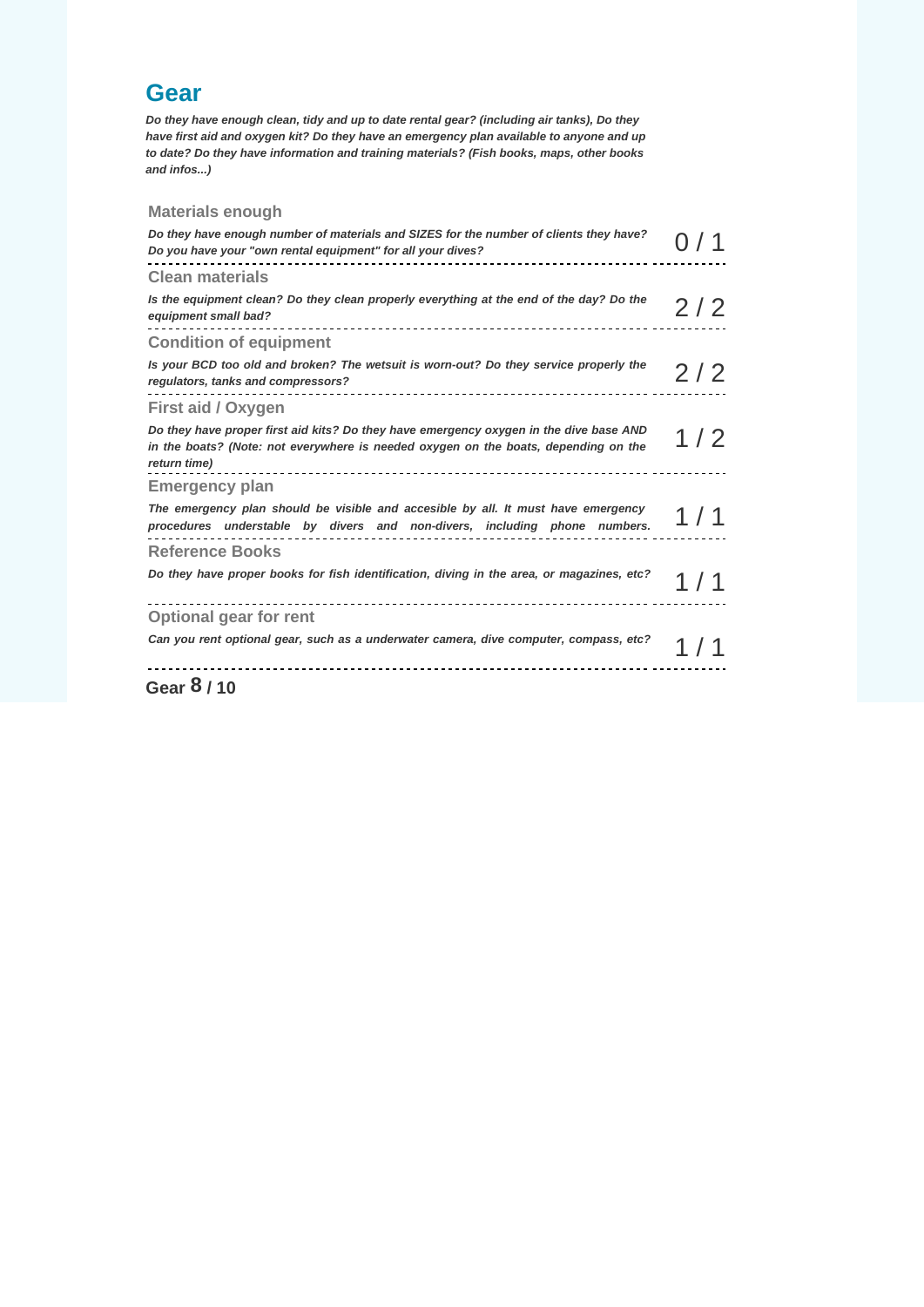## Gear

***Do they have enough clean, tidy and up to date rental gear? (including air tanks), Do they have first aid and oxygen kit? Do they have an emergency plan available to anyone and up to date? Do they have information and training materials? (Fish books, maps, other books and infos...)***

### Materials enough

***Do they have enough number of materials and SIZES for the number of clients they have? Do you have your "own rental equipment" for all your dives?***

0 / 1

### Clean materials

***Is the equipment clean? Do they clean properly everything at the end of the day? Do the equipment small bad?***

2 / 2

### Condition of equipment

***Is your BCD too old and broken? The wetsuit is worn-out? Do they service properly the regulators, tanks and compressors?***

2 / 2

### First aid / Oxygen

***Do they have proper first aid kits? Do they have emergency oxygen in the dive base AND in the boats? (Note: not everywhere is needed oxygen on the boats, depending on the return time)***

1 / 2

### Emergency plan

***The emergency plan should be visible and accesible by all. It must have emergency procedures understable by divers and non-divers, including phone numbers.***

1 / 1

### Reference Books

***Do they have proper books for fish identification, diving in the area, or magazines, etc?***

1 / 1

### Optional gear for rent

***Can you rent optional gear, such as a underwater camera, dive computer, compass, etc?***

1 / 1

**Gear 8 / 10**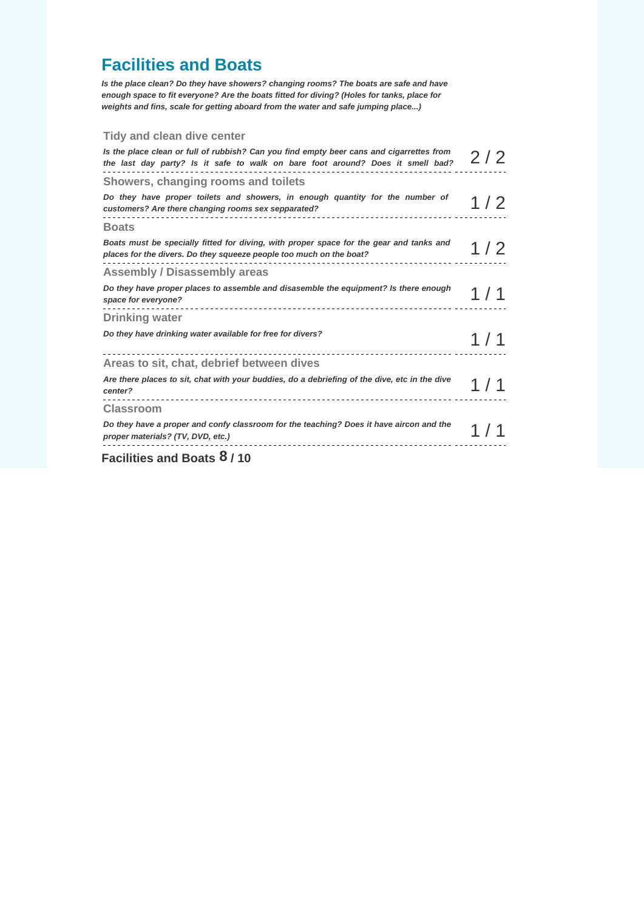## Facilities and Boats

***Is the place clean? Do they have showers? changing rooms? The boats are safe and have enough space to fit everyone? Are the boats fitted for diving? (Holes for tanks, place for weights and fins, scale for getting aboard from the water and safe jumping place...)***

### Tidy and clean dive center

***Is the place clean or full of rubbish? Can you find empty beer cans and cigarrettes from the last day party? Is it safe to walk on bare foot around? Does it smell bad?***

2 / 2

### Showers, changing rooms and toilets

***Do they have proper toilets and showers, in enough quantity for the number of customers? Are there changing rooms sex sepparated?***

1 / 2

### Boats

***Boats must be specially fitted for diving, with proper space for the gear and tanks and places for the divers. Do they squeeze people too much on the boat?***

1 / 2

### Assembly / Disassembly areas

***Do they have proper places to assemble and disasemble the equipment? Is there enough space for everyone?***

1 / 1

### Drinking water

***Do they have drinking water available for free for divers?***

1 / 1

### Areas to sit, chat, debrief between dives

***Are there places to sit, chat with your buddies, do a debriefing of the dive, etc in the dive center?***

1 / 1

### Classroom

***Do they have a proper and confy classroom for the teaching? Does it have aircon and the proper materials? (TV, DVD, etc.)***

1 / 1

**Facilities and Boats 8 / 10**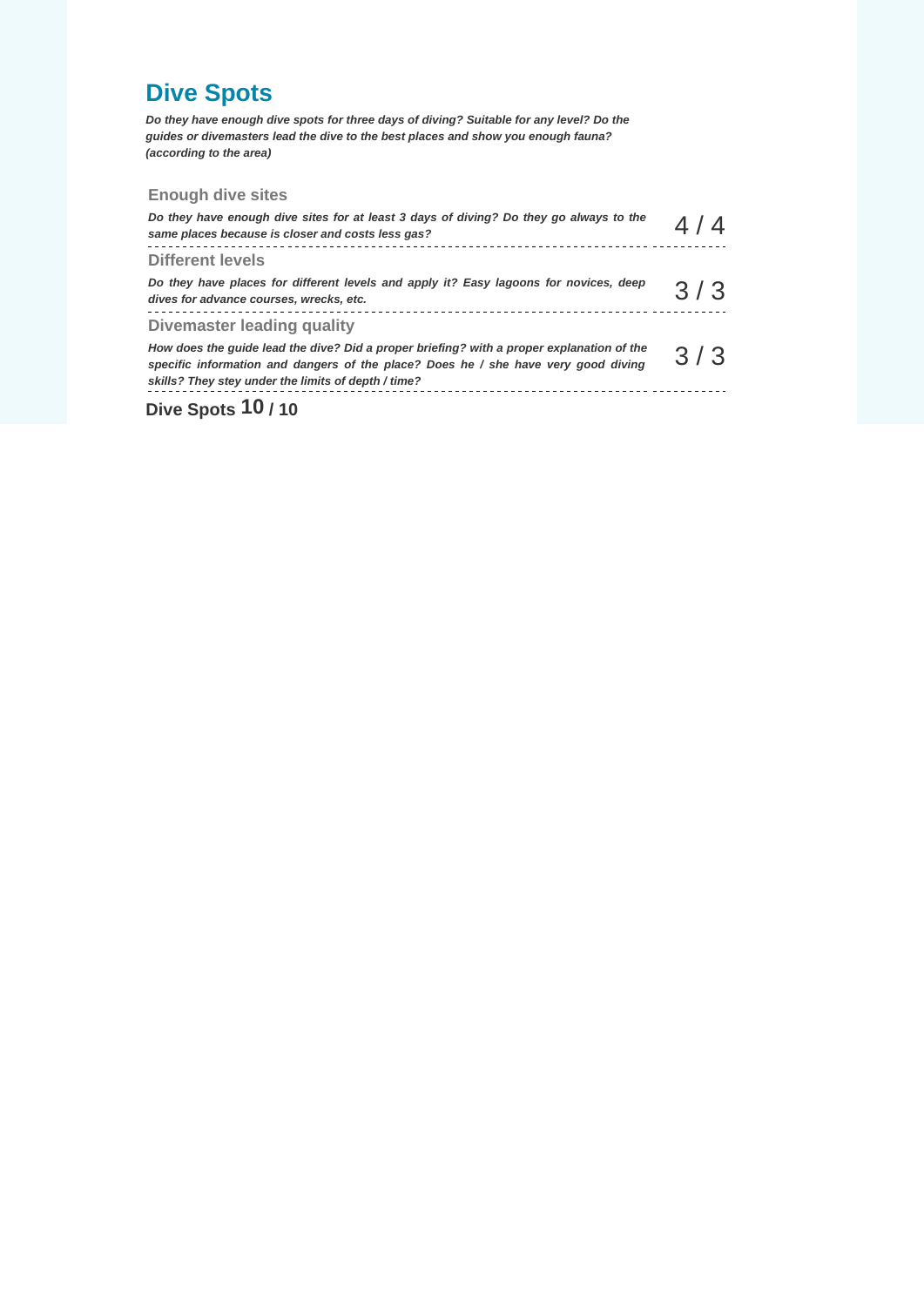## Dive Spots

***Do they have enough dive spots for three days of diving? Suitable for any level? Do the guides or divemasters lead the dive to the best places and show you enough fauna? (according to the area)***

### Enough dive sites

***Do they have enough dive sites for at least 3 days of diving? Do they go always to the same places because is closer and costs less gas?***

4 / 4

### Different levels

***Do they have places for different levels and apply it? Easy lagoons for novices, deep dives for advance courses, wrecks, etc.***

3 / 3

### Divemaster leading quality

***How does the guide lead the dive? Did a proper briefing? with a proper explanation of the specific information and dangers of the place? Does he / she have very good diving skills? They stey under the limits of depth / time?***

3 / 3

**Dive Spots 10 / 10**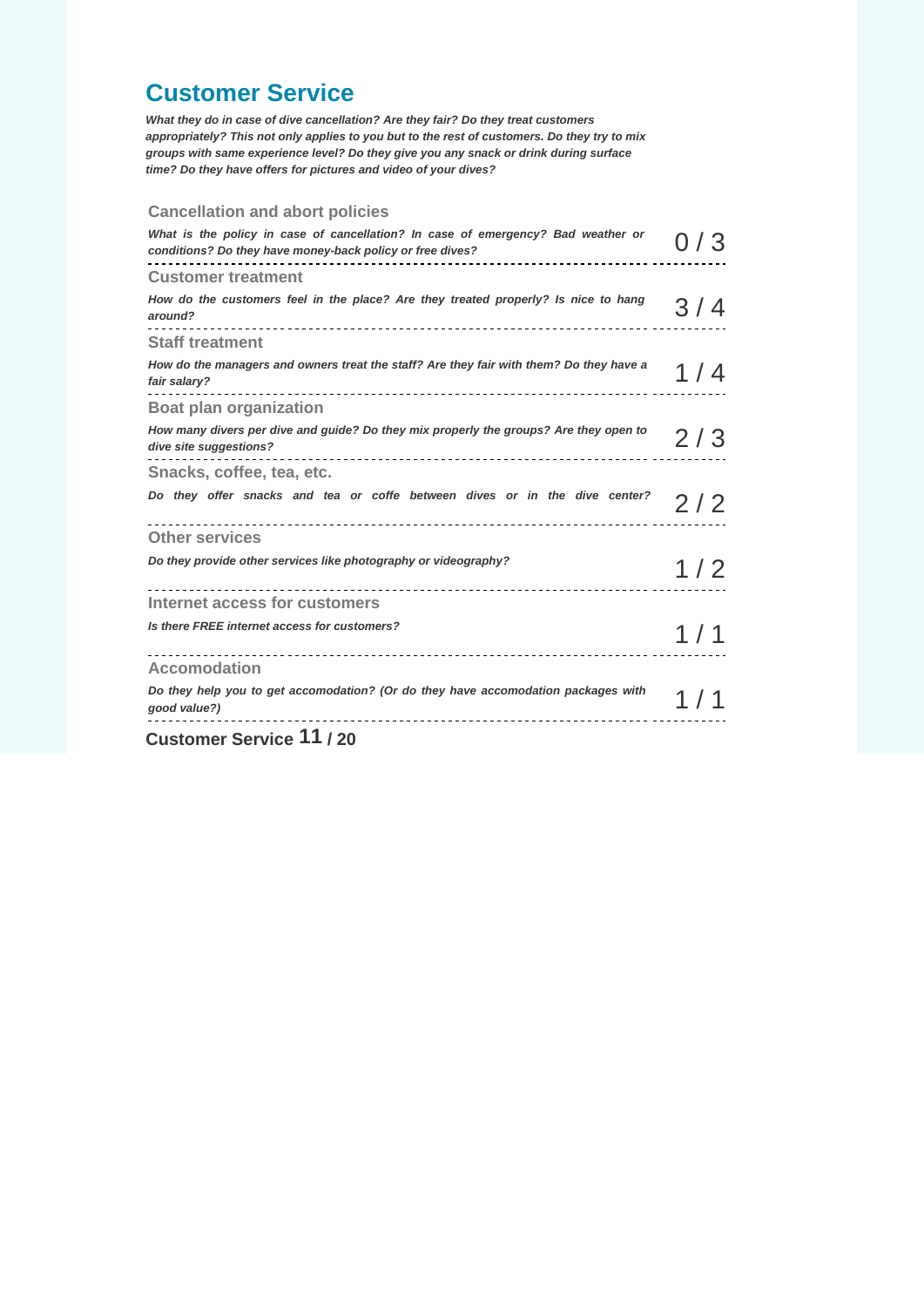## Customer Service

***What they do in case of dive cancellation? Are they fair? Do they treat customers appropriately? This not only applies to you but to the rest of customers. Do they try to mix groups with same experience level? Do they give you any snack or drink during surface time? Do they have offers for pictures and video of your dives?***

### Cancellation and abort policies

***What is the policy in case of cancellation? In case of emergency? Bad weather or conditions? Do they have money-back policy or free dives?***

0 / 3

### Customer treatment

***How do the customers feel in the place? Are they treated properly? Is nice to hang around?***

3 / 4

### Staff treatment

***How do the managers and owners treat the staff? Are they fair with them? Do they have a fair salary?***

1 / 4

### Boat plan organization

***How many divers per dive and guide? Do they mix properly the groups? Are they open to dive site suggestions?***

2 / 3

### Snacks, coffee, tea, etc.

***Do they offer snacks and tea or coffe between dives or in the dive center?***

2 / 2

### Other services

***Do they provide other services like photography or videography?***

1 / 2

### Internet access for customers

***Is there FREE internet access for customers?***

1 / 1

### Accomodation

***Do they help you to get accomodation? (Or do they have accomodation packages with good value?)***

1 / 1

**Customer Service 11 / 20**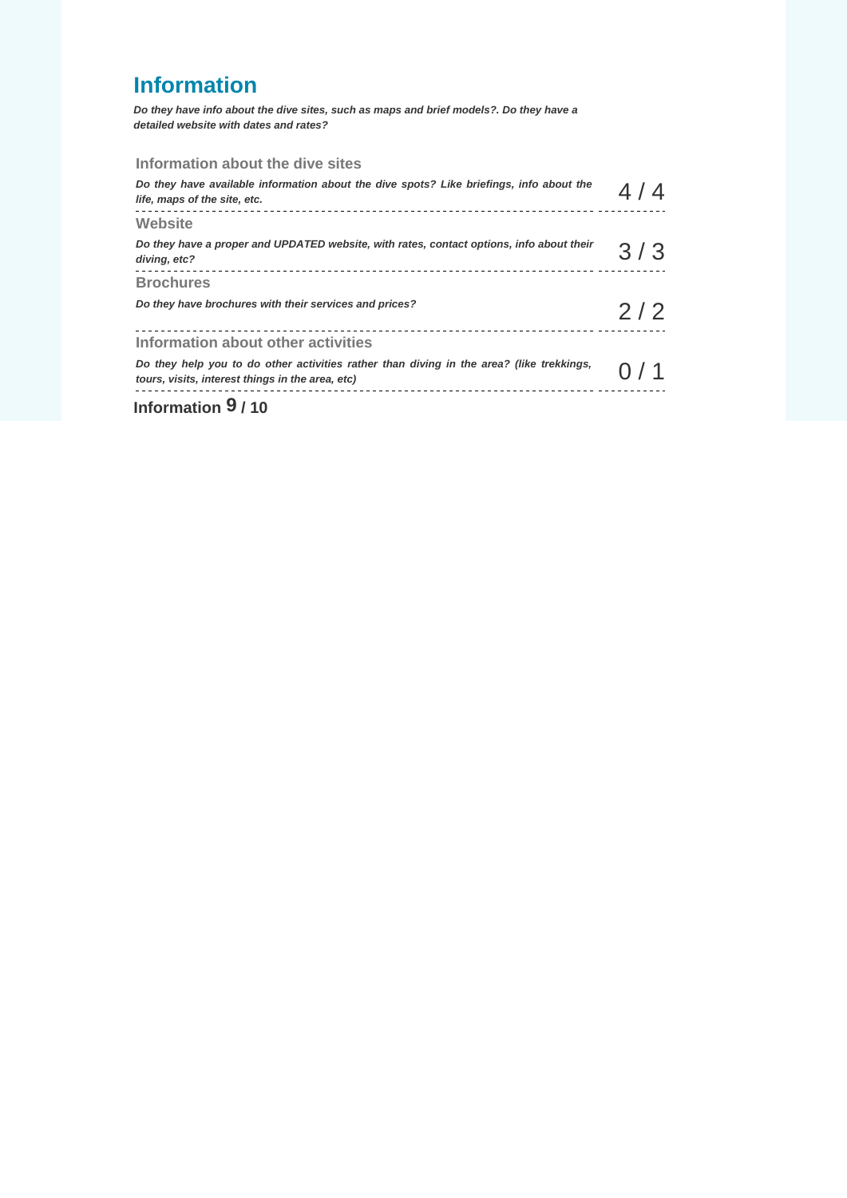## Information

***Do they have info about the dive sites, such as maps and brief models?. Do they have a detailed website with dates and rates?***

### Information about the dive sites

***Do they have available information about the dive spots? Like briefings, info about the life, maps of the site, etc.*** 4 / 4

### Website

***Do they have a proper and UPDATED website, with rates, contact options, info about their diving, etc?*** 3 / 3

### Brochures

***Do they have brochures with their services and prices?*** 2 / 2

### Information about other activities

***Do they help you to do other activities rather than diving in the area? (like trekkings, tours, visits, interest things in the area, etc)*** 0 / 1

**Information 9 / 10**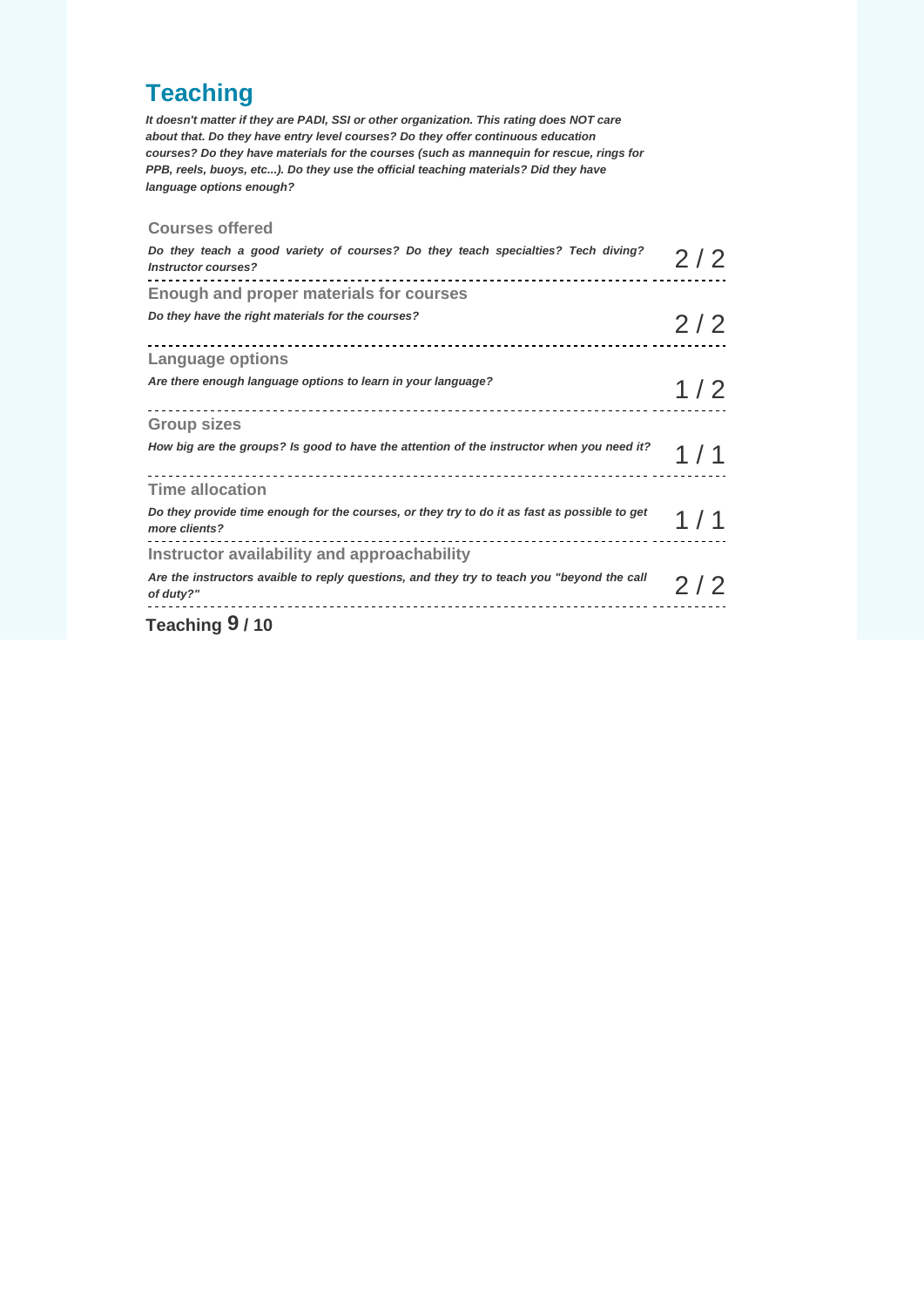## Teaching

***It doesn't matter if they are PADI, SSI or other organization. This rating does NOT care about that. Do they have entry level courses? Do they offer continuous education courses? Do they have materials for the courses (such as mannequin for rescue, rings for PPB, reels, buoys, etc...). Do they use the official teaching materials? Did they have language options enough?***

### Courses offered

***Do they teach a good variety of courses? Do they teach specialties? Tech diving? Instructor courses?***

2 / 2

### Enough and proper materials for courses

***Do they have the right materials for the courses?***

2 / 2

### Language options

***Are there enough language options to learn in your language?***

1 / 2

### Group sizes

***How big are the groups? Is good to have the attention of the instructor when you need it?***

1 / 1

### Time allocation

***Do they provide time enough for the courses, or they try to do it as fast as possible to get more clients?***

1 / 1

### Instructor availability and approachability

***Are the instructors avaible to reply questions, and they try to teach you "beyond the call of duty?"***

2 / 2

**Teaching 9 / 10**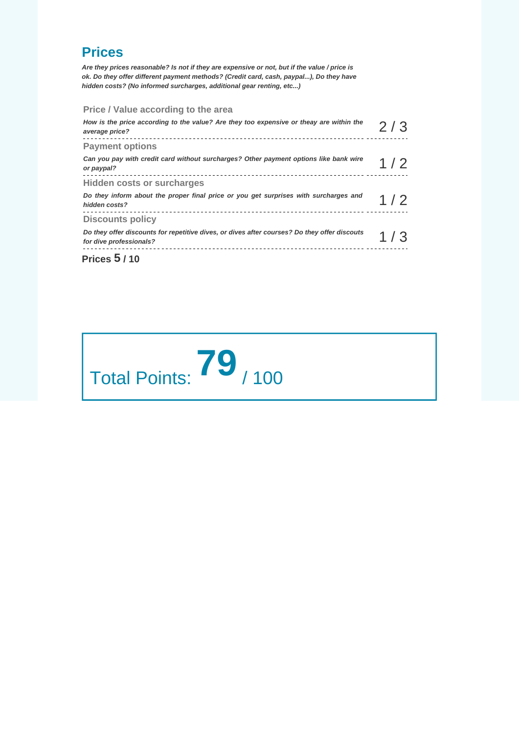## Prices

***Are they prices reasonable? Is not if they are expensive or not, but if the value / price is ok. Do they offer different payment methods? (Credit card, cash, paypal...), Do they have hidden costs? (No informed surcharges, additional gear renting, etc...)***

### Price / Value according to the area

***How is the price according to the value? Are they too expensive or theay are within the average price?*** 2 / 3

### Payment options

***Can you pay with credit card without surcharges? Other payment options like bank wire or paypal?*** 1 / 2

### Hidden costs or surcharges

***Do they inform about the proper final price or you get surprises with surcharges and hidden costs?*** 1 / 2

### Discounts policy

***Do they offer discounts for repetitive dives, or dives after courses? Do they offer discouts for dive professionals?*** 1 / 3

**Prices 5 / 10**

Total Points: **79** / 100